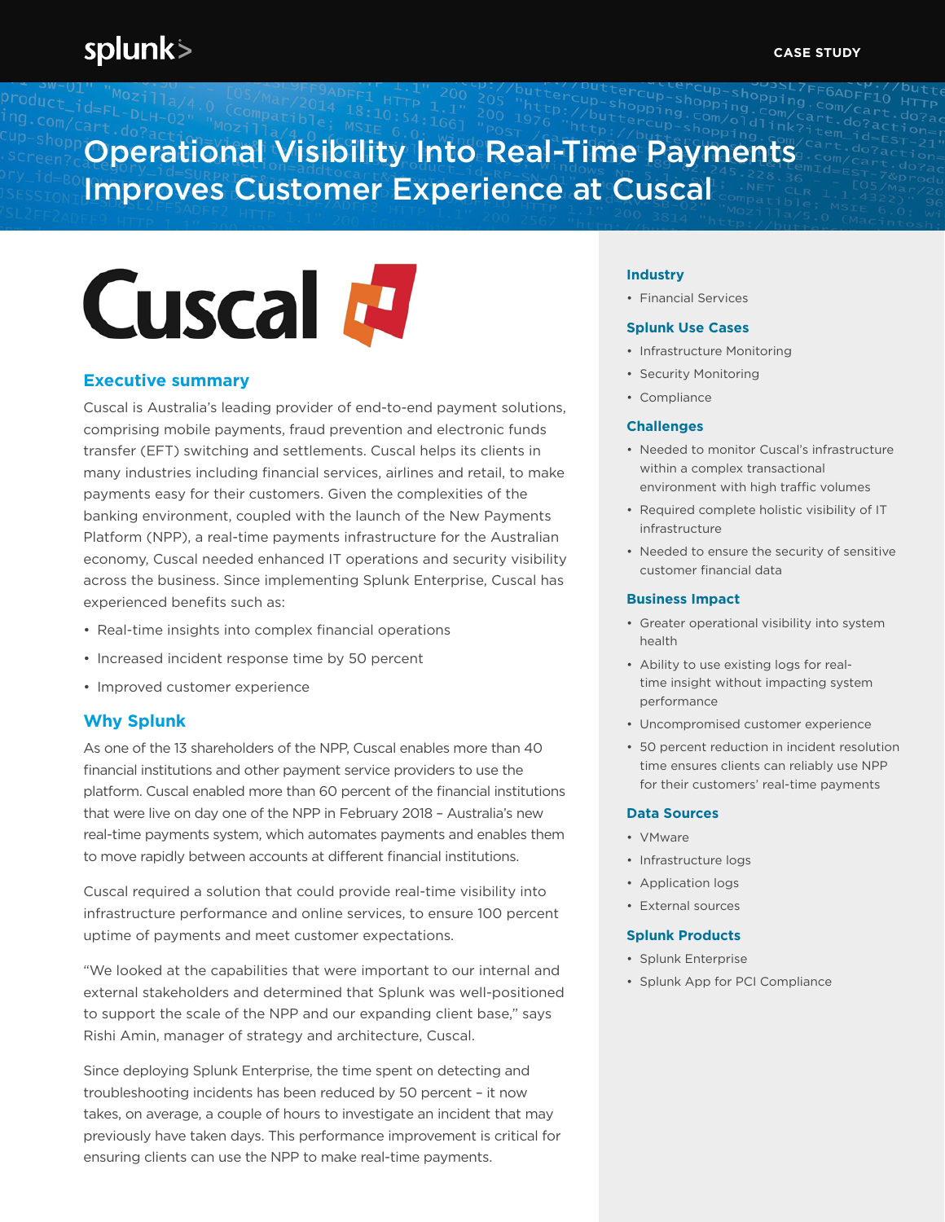CASE STUDY

# Operational Visibility Into Real-Time Payments Improves Customer Experience at Cuscal

Cuscal

## Executive summary

Cuscal is Australia's leading provider of end-to-end payment solutions, comprising mobile payments, fraud prevention and electronic funds transfer (EFT) switching and settlements. Cuscal helps its clients in many industries including financial services, airlines and retail, to make payments easy for their customers. Given the complexities of the banking environment, coupled with the launch of the New Payments Platform (NPP), a real-time payments infrastructure for the Australian economy, Cuscal needed enhanced IT operations and security visibility across the business. Since implementing Splunk Enterprise, Cuscal has experienced benefits such as:

- Real-time insights into complex financial operations
- Increased incident response time by 50 percent
- Improved customer experience

## Why Splunk

As one of the 13 shareholders of the NPP, Cuscal enables more than 40 financial institutions and other payment service providers to use the platform. Cuscal enabled more than 60 percent of the financial institutions that were live on day one of the NPP in February 2018 – Australia's new real-time payments system, which automates payments and enables them to move rapidly between accounts at different financial institutions.

Cuscal required a solution that could provide real-time visibility into infrastructure performance and online services, to ensure 100 percent uptime of payments and meet customer expectations.

"We looked at the capabilities that were important to our internal and external stakeholders and determined that Splunk was well-positioned to support the scale of the NPP and our expanding client base," says Rishi Amin, manager of strategy and architecture, Cuscal.

Since deploying Splunk Enterprise, the time spent on detecting and troubleshooting incidents has been reduced by 50 percent – it now takes, on average, a couple of hours to investigate an incident that may previously have taken days. This performance improvement is critical for ensuring clients can use the NPP to make real-time payments.

### Industry

- Financial Services

### Splunk Use Cases

- Infrastructure Monitoring
- Security Monitoring
- Compliance

### Challenges

- Needed to monitor Cuscal's infrastructure within a complex transactional environment with high traffic volumes
- Required complete holistic visibility of IT infrastructure
- Needed to ensure the security of sensitive customer financial data

### Business Impact

- Greater operational visibility into system health
- Ability to use existing logs for real-time insight without impacting system performance
- Uncompromised customer experience
- 50 percent reduction in incident resolution time ensures clients can reliably use NPP for their customers' real-time payments

### Data Sources

- VMware
- Infrastructure logs
- Application logs
- External sources

### Splunk Products

- Splunk Enterprise
- Splunk App for PCI Compliance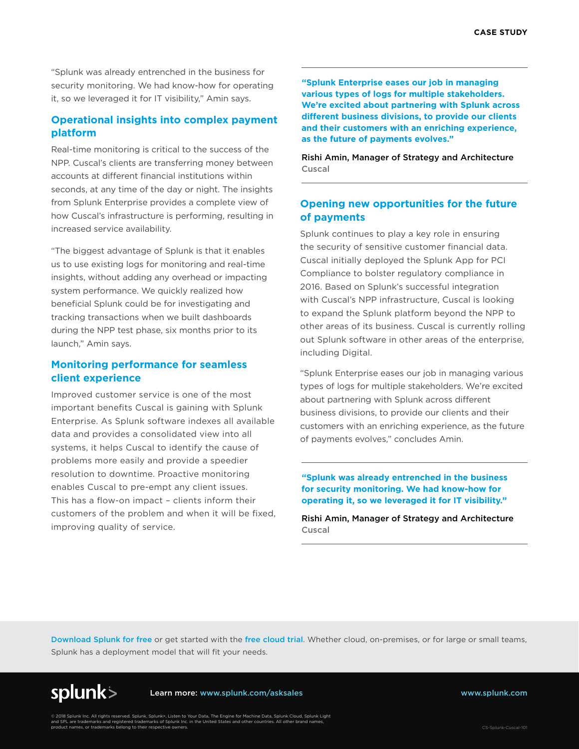"Splunk was already entrenched in the business for security monitoring. We had know-how for operating it, so we leveraged it for IT visibility," Amin says.

## Operational insights into complex payment platform

Real-time monitoring is critical to the success of the NPP. Cuscal's clients are transferring money between accounts at different financial institutions within seconds, at any time of the day or night. The insights from Splunk Enterprise provides a complete view of how Cuscal's infrastructure is performing, resulting in increased service availability.

"The biggest advantage of Splunk is that it enables us to use existing logs for monitoring and real-time insights, without adding any overhead or impacting system performance. We quickly realized how beneficial Splunk could be for investigating and tracking transactions when we built dashboards during the NPP test phase, six months prior to its launch," Amin says.

## Monitoring performance for seamless client experience

Improved customer service is one of the most important benefits Cuscal is gaining with Splunk Enterprise. As Splunk software indexes all available data and provides a consolidated view into all systems, it helps Cuscal to identify the cause of problems more easily and provide a speedier resolution to downtime. Proactive monitoring enables Cuscal to pre-empt any client issues. This has a flow-on impact – clients inform their customers of the problem and when it will be fixed, improving quality of service.

**"Splunk Enterprise eases our job in managing various types of logs for multiple stakeholders. We're excited about partnering with Splunk across different business divisions, to provide our clients and their customers with an enriching experience, as the future of payments evolves."**

Rishi Amin, Manager of Strategy and Architecture
Cuscal

## Opening new opportunities for the future of payments

Splunk continues to play a key role in ensuring the security of sensitive customer financial data. Cuscal initially deployed the Splunk App for PCI Compliance to bolster regulatory compliance in 2016. Based on Splunk's successful integration with Cuscal's NPP infrastructure, Cuscal is looking to expand the Splunk platform beyond the NPP to other areas of its business. Cuscal is currently rolling out Splunk software in other areas of the enterprise, including Digital.

"Splunk Enterprise eases our job in managing various types of logs for multiple stakeholders. We're excited about partnering with Splunk across different business divisions, to provide our clients and their customers with an enriching experience, as the future of payments evolves," concludes Amin.

**"Splunk was already entrenched in the business for security monitoring. We had know-how for operating it, so we leveraged it for IT visibility."**

Rishi Amin, Manager of Strategy and Architecture
Cuscal

Download Splunk for free or get started with the free cloud trial. Whether cloud, on-premises, or for large or small teams, Splunk has a deployment model that will fit your needs.

splunk>

Learn more: www.splunk.com/asksales

www.splunk.com

© 2018 Splunk Inc. All rights reserved. Splunk, Splunk>, Listen to Your Data, The Engine for Machine Data, Splunk Cloud, Splunk Light and SPL are trademarks and registered trademarks of Splunk Inc. in the United States and other countries. All other brand names, product names, or trademarks belong to their respective owners.

CS-Splunk-Cuscal-101